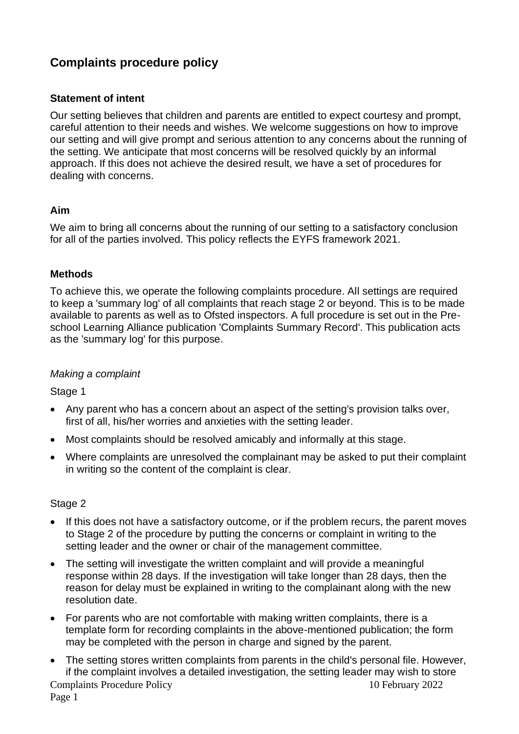# Complaints procedure policy

### Statement of intent

Our setting believes that children and parents are entitled to expect courtesy and prompt, careful attention to their needs and wishes. We welcome suggestions on how to improve our setting and will give prompt and serious attention to any concerns about the running of the setting. We anticipate that most concerns will be resolved quickly by an informal approach. If this does not achieve the desired result, we have a set of procedures for dealing with concerns.

### Aim

We aim to bring all concerns about the running of our setting to a satisfactory conclusion for all of the parties involved. This policy reflects the EYFS framework 2021.

### Methods

To achieve this, we operate the following complaints procedure. All settings are required to keep a 'summary log' of all complaints that reach stage 2 or beyond. This is to be made available to parents as well as to Ofsted inspectors. A full procedure is set out in the Pre-school Learning Alliance publication 'Complaints Summary Record'. This publication acts as the 'summary log' for this purpose.

*Making a complaint*

Stage 1

- Any parent who has a concern about an aspect of the setting's provision talks over, first of all, his/her worries and anxieties with the setting leader.
- Most complaints should be resolved amicably and informally at this stage.
- Where complaints are unresolved the complainant may be asked to put their complaint in writing so the content of the complaint is clear.

Stage 2

- If this does not have a satisfactory outcome, or if the problem recurs, the parent moves to Stage 2 of the procedure by putting the concerns or complaint in writing to the setting leader and the owner or chair of the management committee.
- The setting will investigate the written complaint and will provide a meaningful response within 28 days. If the investigation will take longer than 28 days, then the reason for delay must be explained in writing to the complainant along with the new resolution date.
- For parents who are not comfortable with making written complaints, there is a template form for recording complaints in the above-mentioned publication; the form may be completed with the person in charge and signed by the parent.
- The setting stores written complaints from parents in the child's personal file. However, if the complaint involves a detailed investigation, the setting leader may wish to store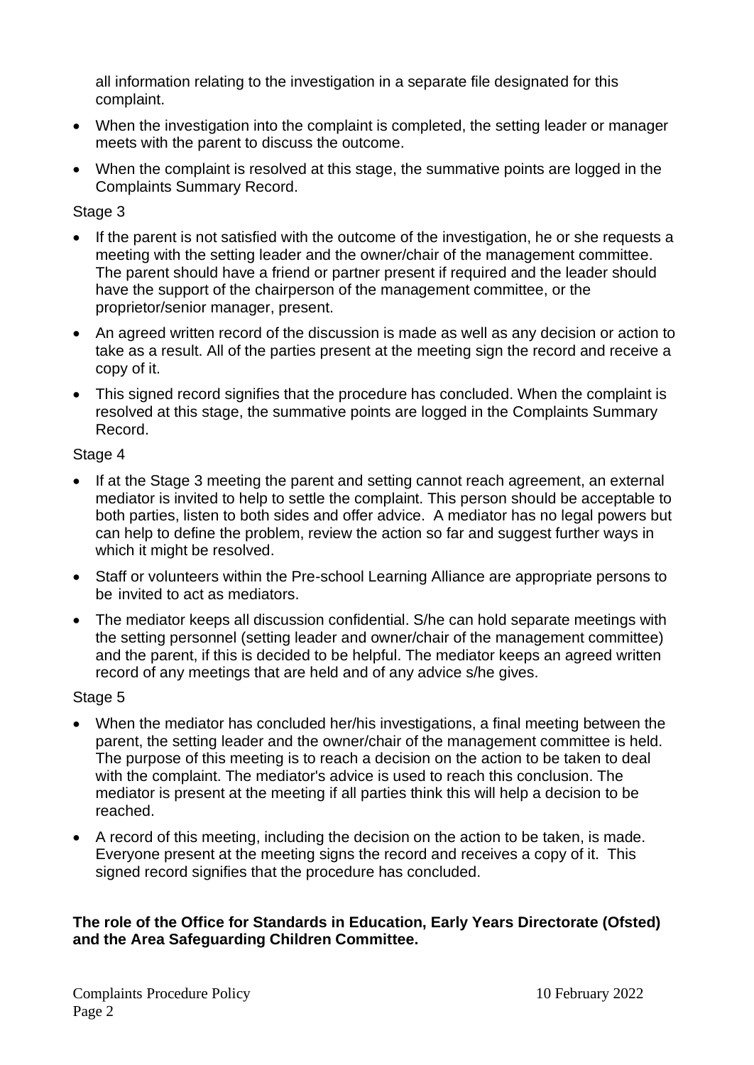all information relating to the investigation in a separate file designated for this complaint.

- When the investigation into the complaint is completed, the setting leader or manager meets with the parent to discuss the outcome.
- When the complaint is resolved at this stage, the summative points are logged in the Complaints Summary Record.

Stage 3

- If the parent is not satisfied with the outcome of the investigation, he or she requests a meeting with the setting leader and the owner/chair of the management committee. The parent should have a friend or partner present if required and the leader should have the support of the chairperson of the management committee, or the proprietor/senior manager, present.
- An agreed written record of the discussion is made as well as any decision or action to take as a result. All of the parties present at the meeting sign the record and receive a copy of it.
- This signed record signifies that the procedure has concluded. When the complaint is resolved at this stage, the summative points are logged in the Complaints Summary Record.

Stage 4

- If at the Stage 3 meeting the parent and setting cannot reach agreement, an external mediator is invited to help to settle the complaint. This person should be acceptable to both parties, listen to both sides and offer advice. A mediator has no legal powers but can help to define the problem, review the action so far and suggest further ways in which it might be resolved.
- Staff or volunteers within the Pre-school Learning Alliance are appropriate persons to be invited to act as mediators.
- The mediator keeps all discussion confidential. S/he can hold separate meetings with the setting personnel (setting leader and owner/chair of the management committee) and the parent, if this is decided to be helpful. The mediator keeps an agreed written record of any meetings that are held and of any advice s/he gives.

Stage 5

- When the mediator has concluded her/his investigations, a final meeting between the parent, the setting leader and the owner/chair of the management committee is held. The purpose of this meeting is to reach a decision on the action to be taken to deal with the complaint. The mediator's advice is used to reach this conclusion. The mediator is present at the meeting if all parties think this will help a decision to be reached.
- A record of this meeting, including the decision on the action to be taken, is made. Everyone present at the meeting signs the record and receives a copy of it. This signed record signifies that the procedure has concluded.

**The role of the Office for Standards in Education, Early Years Directorate (Ofsted) and the Area Safeguarding Children Committee.**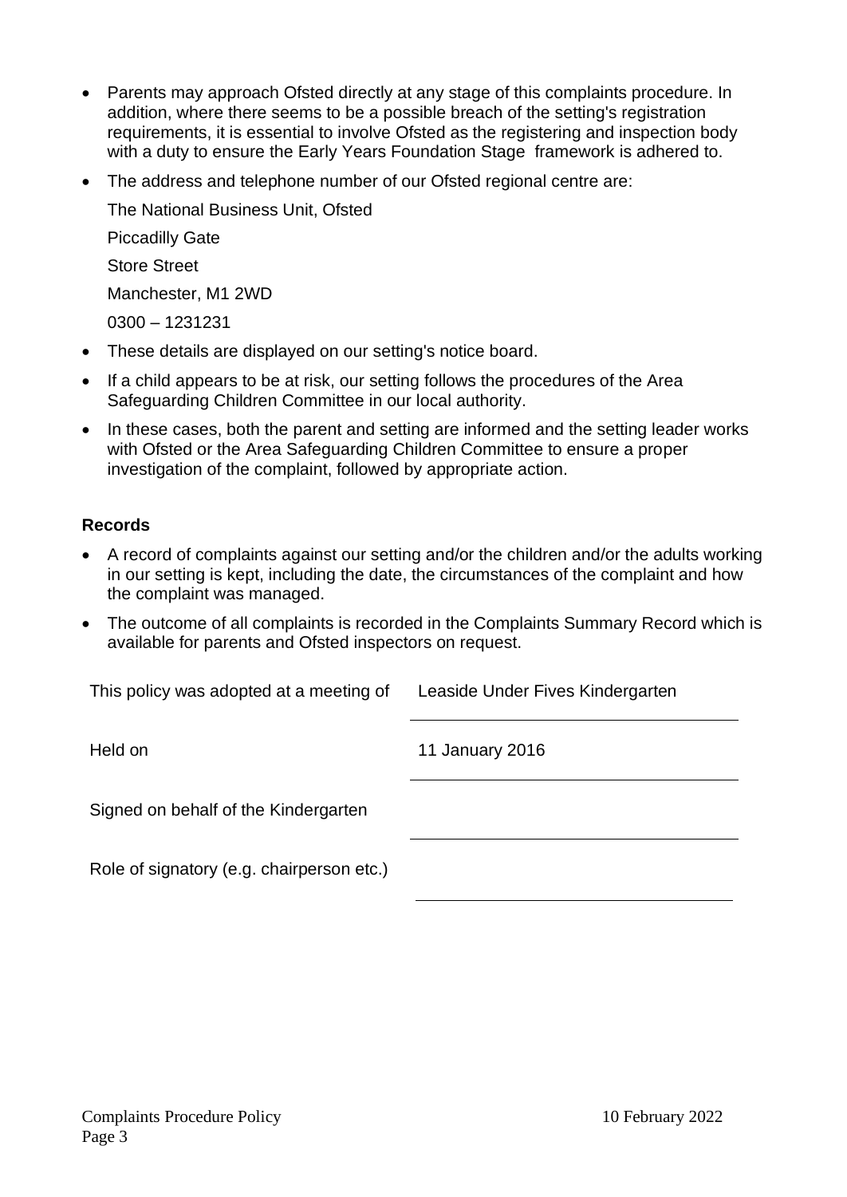- Parents may approach Ofsted directly at any stage of this complaints procedure. In addition, where there seems to be a possible breach of the setting's registration requirements, it is essential to involve Ofsted as the registering and inspection body with a duty to ensure the Early Years Foundation Stage framework is adhered to.
- The address and telephone number of our Ofsted regional centre are:

  The National Business Unit, Ofsted

  Piccadilly Gate

  Store Street

  Manchester, M1 2WD

  0300 – 1231231
- These details are displayed on our setting's notice board.
- If a child appears to be at risk, our setting follows the procedures of the Area Safeguarding Children Committee in our local authority.
- In these cases, both the parent and setting are informed and the setting leader works with Ofsted or the Area Safeguarding Children Committee to ensure a proper investigation of the complaint, followed by appropriate action.

**Records**

- A record of complaints against our setting and/or the children and/or the adults working in our setting is kept, including the date, the circumstances of the complaint and how the complaint was managed.
- The outcome of all complaints is recorded in the Complaints Summary Record which is available for parents and Ofsted inspectors on request.

| | |
|---|---|
| This policy was adopted at a meeting of | Leaside Under Fives Kindergarten |
| Held on | 11 January 2016 |
| Signed on behalf of the Kindergarten | |
| Role of signatory (e.g. chairperson etc.) | |